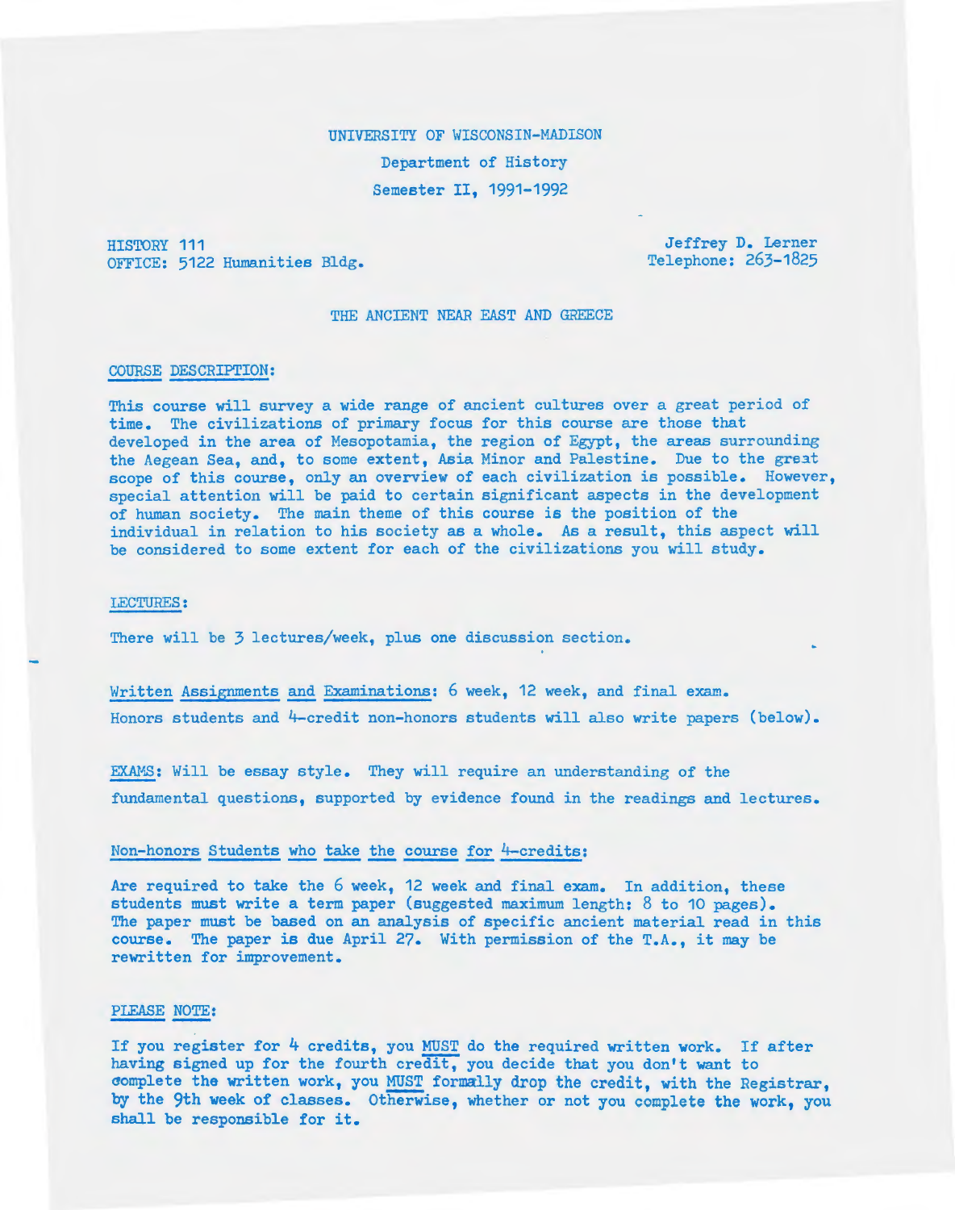UNIVERSITY OF WISCONSIN-MADISON

Department of History

Semester II, 1991-1992

HISTORY 111
OFFICE: 5122 Humanities Bldg.

Jeffrey D. Lerner
Telephone: 263-1825

# THE ANCIENT NEAR EAST AND GREECE

## COURSE DESCRIPTION:

This course will survey a wide range of ancient cultures over a great period of time. The civilizations of primary focus for this course are those that developed in the area of Mesopotamia, the region of Egypt, the areas surrounding the Aegean Sea, and, to some extent, Asia Minor and Palestine. Due to the great scope of this course, only an overview of each civilization is possible. However, special attention will be paid to certain significant aspects in the development of human society. The main theme of this course is the position of the individual in relation to his society as a whole. As a result, this aspect will be considered to some extent for each of the civilizations you will study.

## LECTURES:

There will be 3 lectures/week, plus one discussion section.

Written Assignments and Examinations: 6 week, 12 week, and final exam.
Honors students and 4-credit non-honors students will also write papers (below).

EXAMS: Will be essay style. They will require an understanding of the fundamental questions, supported by evidence found in the readings and lectures.

## Non-honors Students who take the course for 4-credits:

Are required to take the 6 week, 12 week and final exam. In addition, these students must write a term paper (suggested maximum length: 8 to 10 pages). The paper must be based on an analysis of specific ancient material read in this course. The paper is due April 27. With permission of the T.A., it may be rewritten for improvement.

## PLEASE NOTE:

If you register for 4 credits, you MUST do the required written work. If after having signed up for the fourth credit, you decide that you don't want to complete the written work, you MUST formally drop the credit, with the Registrar, by the 9th week of classes. Otherwise, whether or not you complete the work, you shall be responsible for it.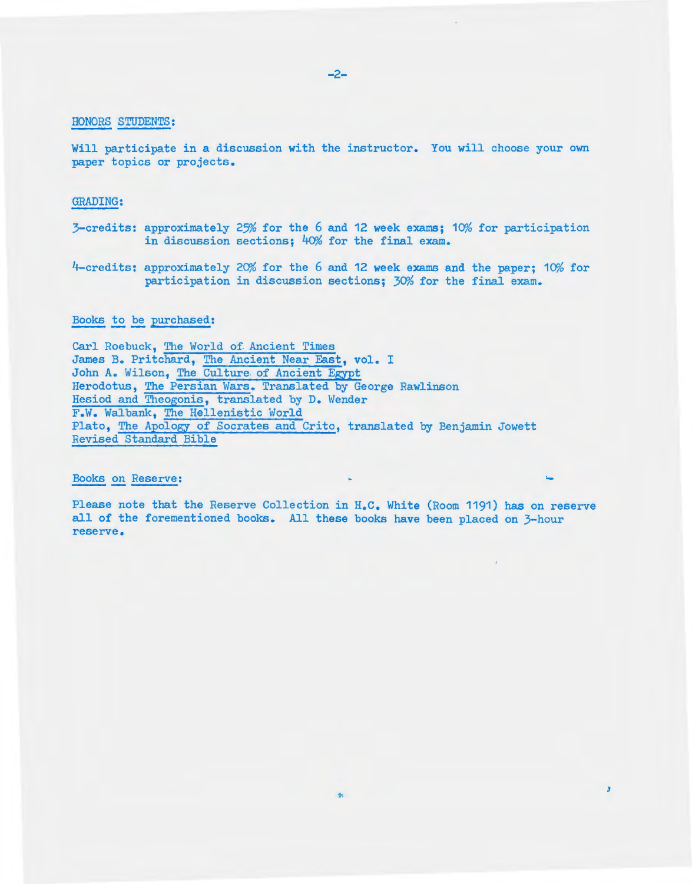## HONORS STUDENTS:

Will participate in a discussion with the instructor. You will choose your own paper topics or projects.

## GRADING:

3-credits: approximately 25% for the 6 and 12 week exams; 10% for participation in discussion sections; 40% for the final exam.

4-credits: approximately 20% for the 6 and 12 week exams and the paper; 10% for participation in discussion sections; 30% for the final exam.

## Books to be purchased:

Carl Roebuck, *The World of Ancient Times*
James B. Pritchard, *The Ancient Near East*, vol. I
John A. Wilson, *The Culture of Ancient Egypt*
Herodotus, *The Persian Wars*. Translated by George Rawlinson
*Hesiod and Theogonis*, translated by D. Wender
F.W. Walbank, *The Hellenistic World*
Plato, *The Apology of Socrates and Crito*, translated by Benjamin Jowett
*Revised Standard Bible*

## Books on Reserve:

Please note that the Reserve Collection in H.C. White (Room 1191) has on reserve all of the forementioned books. All these books have been placed on 3-hour reserve.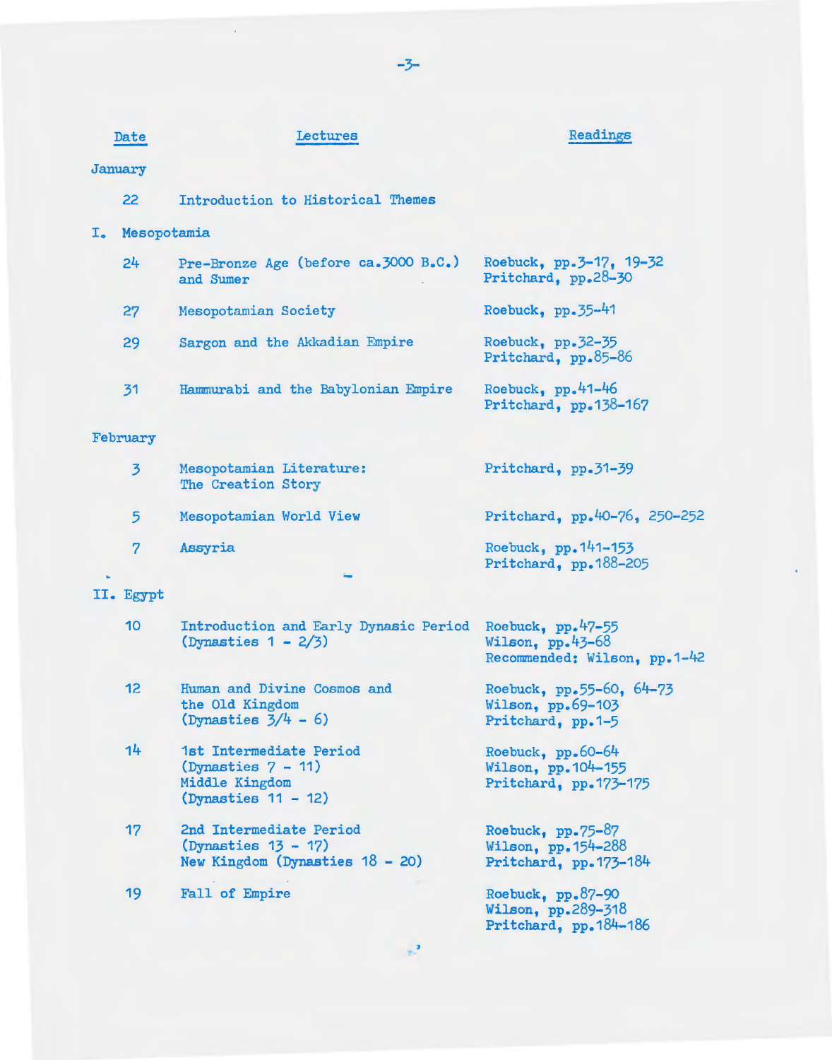| Date | Lectures | Readings |
|---|---|---|
| **January** | | |
| 22 | Introduction to Historical Themes | |
| **I. Mesopotamia** | | |
| 24 | Pre-Bronze Age (before ca.3000 B.C.) and Sumer | Roebuck, pp.3-17, 19-32<br>Pritchard, pp.28-30 |
| 27 | Mesopotamian Society | Roebuck, pp.35-41 |
| 29 | Sargon and the Akkadian Empire | Roebuck, pp.32-35<br>Pritchard, pp.85-86 |
| 31 | Hammurabi and the Babylonian Empire | Roebuck, pp.41-46<br>Pritchard, pp.138-167 |
| **February** | | |
| 3 | Mesopotamian Literature: The Creation Story | Pritchard, pp.31-39 |
| 5 | Mesopotamian World View | Pritchard, pp.40-76, 250-252 |
| 7 | Assyria | Roebuck, pp.141-153<br>Pritchard, pp.188-205 |
| **II. Egypt** | | |
| 10 | Introduction and Early Dynasic Period (Dynasties 1 - 2/3) | Roebuck, pp.47-55<br>Wilson, pp.43-68<br>Recommended: Wilson, pp.1-42 |
| 12 | Human and Divine Cosmos and the Old Kingdom (Dynasties 3/4 - 6) | Roebuck, pp.55-60, 64-73<br>Wilson, pp.69-103<br>Pritchard, pp.1-5 |
| 14 | 1st Intermediate Period (Dynasties 7 - 11)<br>Middle Kingdom (Dynasties 11 - 12) | Roebuck, pp.60-64<br>Wilson, pp.104-155<br>Pritchard, pp.173-175 |
| 17 | 2nd Intermediate Period (Dynasties 13 - 17)<br>New Kingdom (Dynasties 18 - 20) | Roebuck, pp.75-87<br>Wilson, pp.154-288<br>Pritchard, pp.173-184 |
| 19 | Fall of Empire | Roebuck, pp.87-90<br>Wilson, pp.289-318<br>Pritchard, pp.184-186 |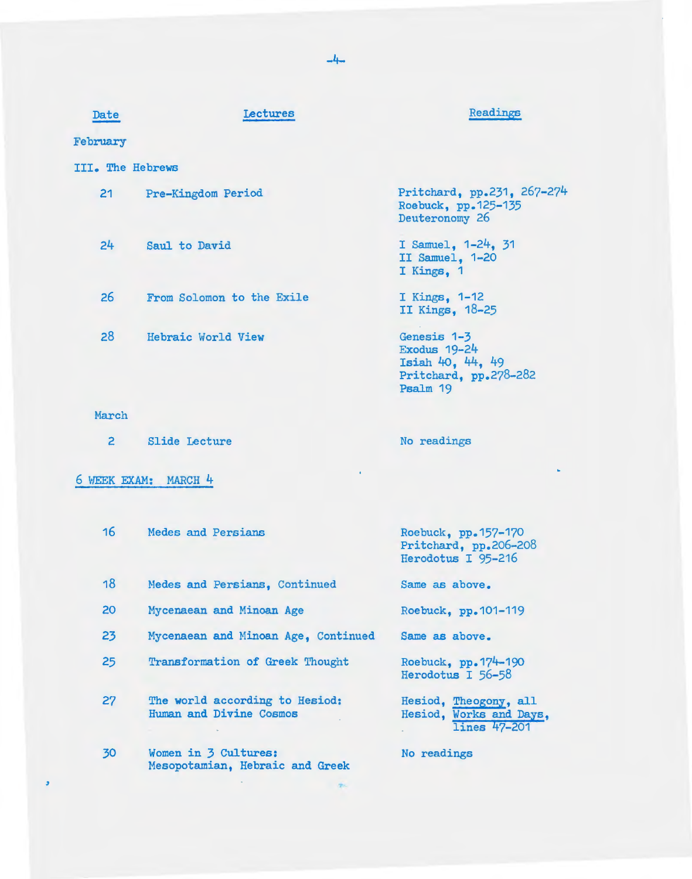| Date | Lectures | Readings |
|---|---|---|
| **February** | | |
| **III. The Hebrews** | | |
| 21 | Pre-Kingdom Period | Pritchard, pp.231, 267-274<br>Roebuck, pp.125-135<br>Deuteronomy 26 |
| 24 | Saul to David | I Samuel, 1-24, 31<br>II Samuel, 1-20<br>I Kings, 1 |
| 26 | From Solomon to the Exile | I Kings, 1-12<br>II Kings, 18-25 |
| 28 | Hebraic World View | Genesis 1-3<br>Exodus 19-24<br>Isiah 40, 44, 49<br>Pritchard, pp.278-282<br>Psalm 19 |
| **March** | | |
| 2 | Slide Lecture | No readings |
| **6 WEEK EXAM: MARCH 4** | | |
| 16 | Medes and Persians | Roebuck, pp.157-170<br>Pritchard, pp.206-208<br>Herodotus I 95-216 |
| 18 | Medes and Persians, Continued | Same as above. |
| 20 | Mycenaean and Minoan Age | Roebuck, pp.101-119 |
| 23 | Mycenaean and Minoan Age, Continued | Same as above. |
| 25 | Transformation of Greek Thought | Roebuck, pp.174-190<br>Herodotus I 56-58 |
| 27 | The world according to Hesiod:<br>Human and Divine Cosmos | Hesiod, *Theogony*, all<br>Hesiod, *Works and Days*, lines 47-201 |
| 30 | Women in 3 Cultures:<br>Mesopotamian, Hebraic and Greek | No readings |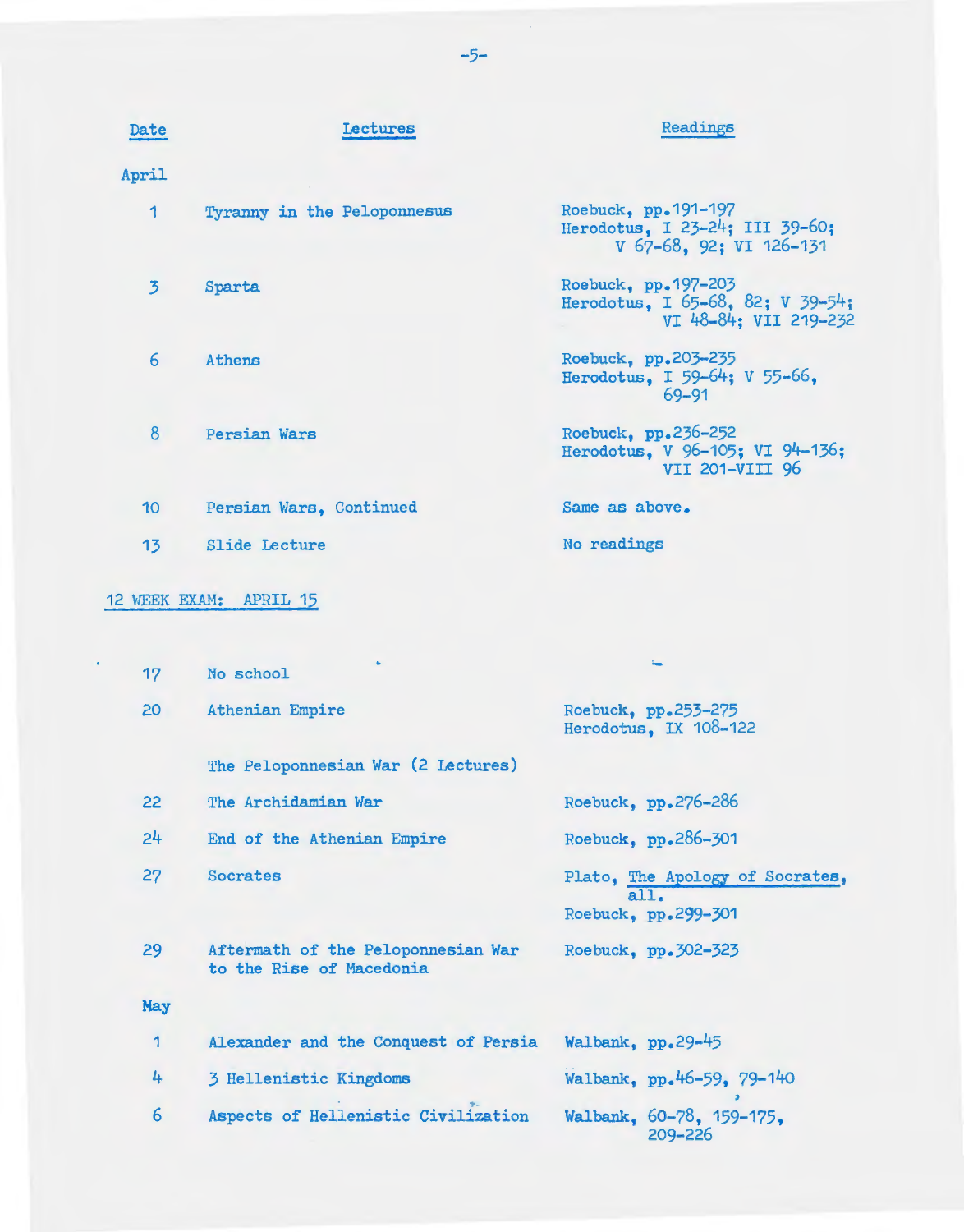| Date | Lectures | Readings |
|---|---|---|
| **April** | | |
| 1 | Tyranny in the Peloponnesus | Roebuck, pp.191-197<br>Herodotus, I 23-24; III 39-60; V 67-68, 92; VI 126-131 |
| 3 | Sparta | Roebuck, pp.197-203<br>Herodotus, I 65-68, 82; V 39-54; VI 48-84; VII 219-232 |
| 6 | Athens | Roebuck, pp.203-235<br>Herodotus, I 59-64; V 55-66, 69-91 |
| 8 | Persian Wars | Roebuck, pp.236-252<br>Herodotus, V 96-105; VI 94-136; VII 201-VIII 96 |
| 10 | Persian Wars, Continued | Same as above. |
| 13 | Slide Lecture | No readings |

12 WEEK EXAM: APRIL 15

| Date | Lectures | Readings |
|---|---|---|
| 17 | No school | |
| 20 | Athenian Empire | Roebuck, pp.253-275<br>Herodotus, IX 108-122 |
| | The Peloponnesian War (2 Lectures) | |
| 22 | The Archidamian War | Roebuck, pp.276-286 |
| 24 | End of the Athenian Empire | Roebuck, pp.286-301 |
| 27 | Socrates | Plato, The Apology of Socrates, all.<br>Roebuck, pp.299-301 |
| 29 | Aftermath of the Peloponnesian War to the Rise of Macedonia | Roebuck, pp.302-323 |
| **May** | | |
| 1 | Alexander and the Conquest of Persia | Walbank, pp.29-45 |
| 4 | 3 Hellenistic Kingdoms | Walbank, pp.46-59, 79-140 |
| 6 | Aspects of Hellenistic Civilization | Walbank, 60-78, 159-175, 209-226 |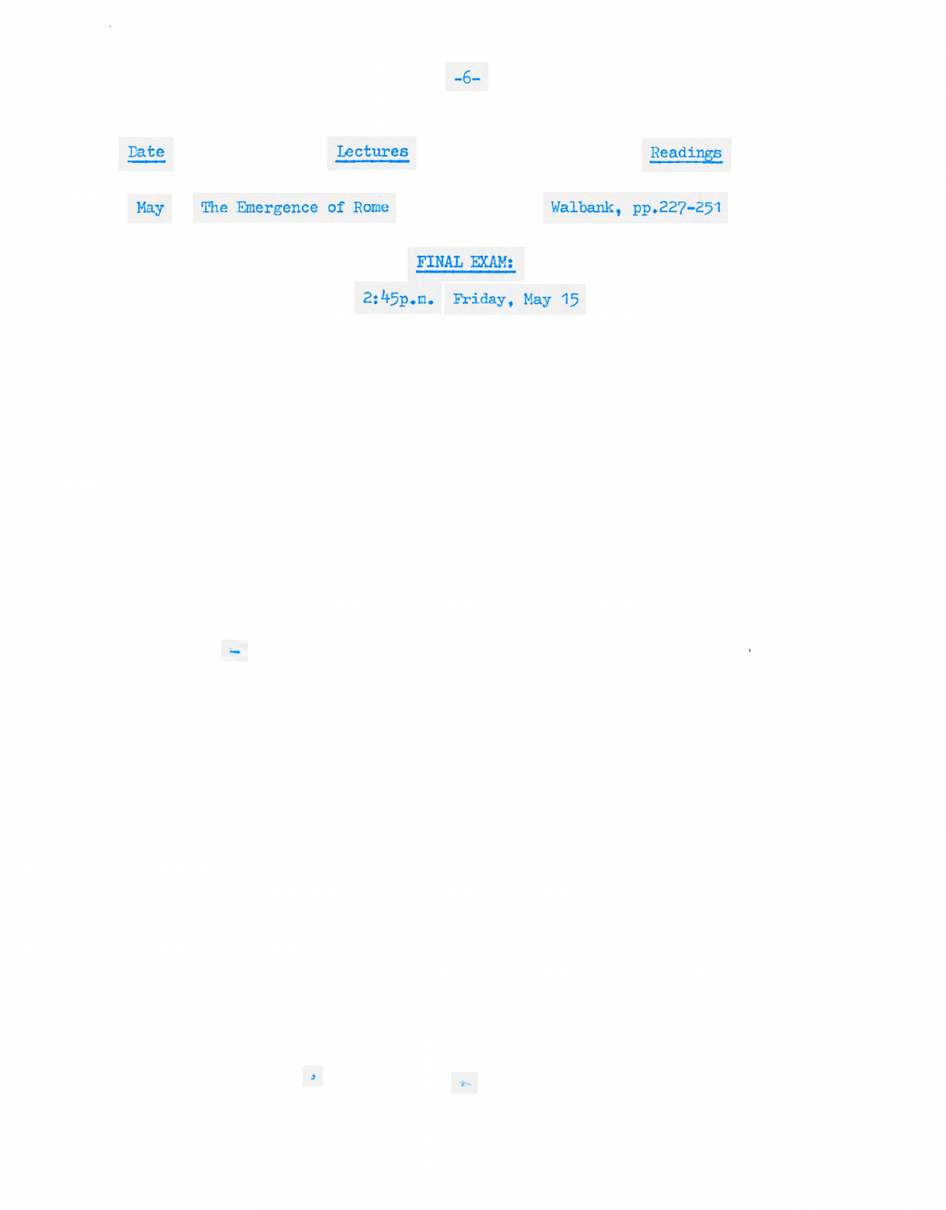| Date | Lectures | Readings |
| --- | --- | --- |
| May | The Emergence of Rome | Walbank, pp.227-251 |

**FINAL EXAM:**

2:45p.m. Friday, May 15